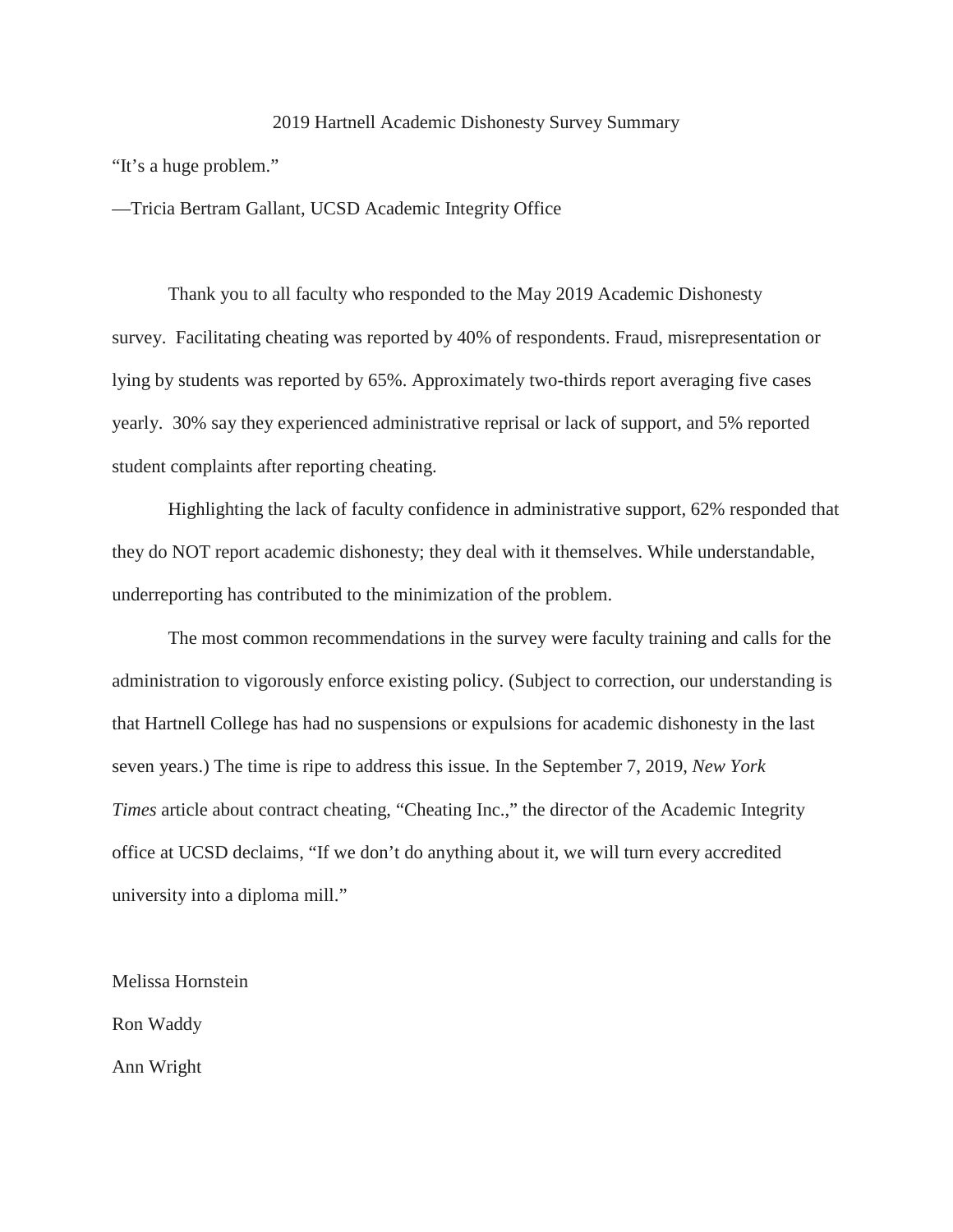# 2019 Hartnell Academic Dishonesty Survey Summary

"It's a huge problem."

—Tricia Bertram Gallant, UCSD Academic Integrity Office

Thank you to all faculty who responded to the May 2019 Academic Dishonesty survey. Facilitating cheating was reported by 40% of respondents. Fraud, misrepresentation or lying by students was reported by 65%. Approximately two-thirds report averaging five cases yearly. 30% say they experienced administrative reprisal or lack of support, and 5% reported student complaints after reporting cheating.

Highlighting the lack of faculty confidence in administrative support, 62% responded that they do NOT report academic dishonesty; they deal with it themselves. While understandable, underreporting has contributed to the minimization of the problem.

The most common recommendations in the survey were faculty training and calls for the administration to vigorously enforce existing policy. (Subject to correction, our understanding is that Hartnell College has had no suspensions or expulsions for academic dishonesty in the last seven years.) The time is ripe to address this issue. In the September 7, 2019, *New York Times* article about contract cheating, "Cheating Inc.," the director of the Academic Integrity office at UCSD declaims, "If we don't do anything about it, we will turn every accredited university into a diploma mill."

Melissa Hornstein

Ron Waddy

Ann Wright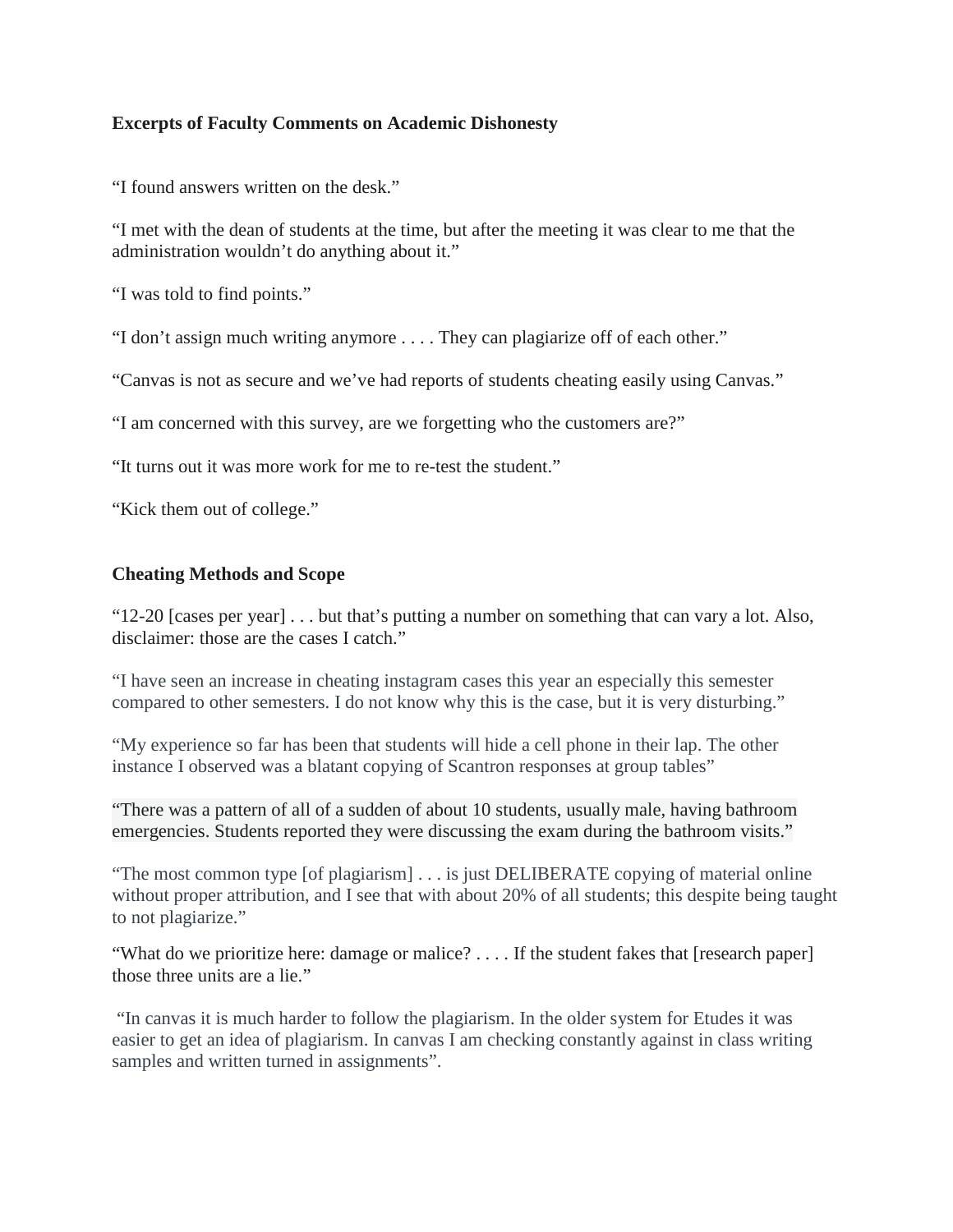**Excerpts of Faculty Comments on Academic Dishonesty**

“I found answers written on the desk.”

“I met with the dean of students at the time, but after the meeting it was clear to me that the administration wouldn’t do anything about it.”

“I was told to find points.”

“I don’t assign much writing anymore . . . . They can plagiarize off of each other.”

“Canvas is not as secure and we’ve had reports of students cheating easily using Canvas.”

“I am concerned with this survey, are we forgetting who the customers are?”

“It turns out it was more work for me to re-test the student.”

“Kick them out of college.”

**Cheating Methods and Scope**

“12-20 [cases per year] . . . but that’s putting a number on something that can vary a lot. Also, disclaimer: those are the cases I catch.”

“I have seen an increase in cheating instagram cases this year an especially this semester compared to other semesters. I do not know why this is the case, but it is very disturbing.”

“My experience so far has been that students will hide a cell phone in their lap. The other instance I observed was a blatant copying of Scantron responses at group tables”

“There was a pattern of all of a sudden of about 10 students, usually male, having bathroom emergencies. Students reported they were discussing the exam during the bathroom visits.”

“The most common type [of plagiarism] . . . is just DELIBERATE copying of material online without proper attribution, and I see that with about 20% of all students; this despite being taught to not plagiarize.”

“What do we prioritize here: damage or malice? . . . . If the student fakes that [research paper] those three units are a lie.”

“In canvas it is much harder to follow the plagiarism. In the older system for Etudes it was easier to get an idea of plagiarism. In canvas I am checking constantly against in class writing samples and written turned in assignments”.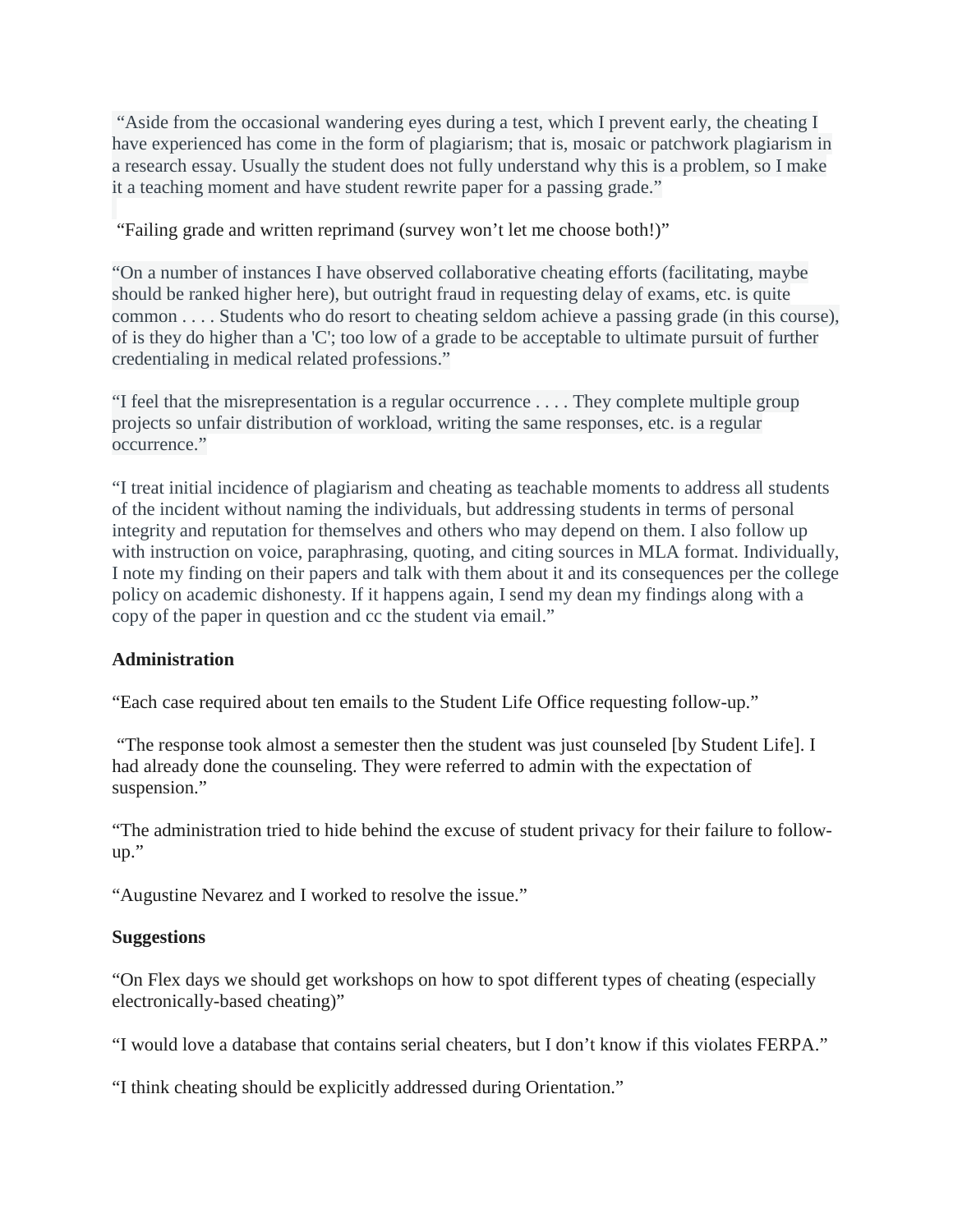"Aside from the occasional wandering eyes during a test, which I prevent early, the cheating I have experienced has come in the form of plagiarism; that is, mosaic or patchwork plagiarism in a research essay. Usually the student does not fully understand why this is a problem, so I make it a teaching moment and have student rewrite paper for a passing grade."

"Failing grade and written reprimand (survey won't let me choose both!)"

"On a number of instances I have observed collaborative cheating efforts (facilitating, maybe should be ranked higher here), but outright fraud in requesting delay of exams, etc. is quite common . . . . Students who do resort to cheating seldom achieve a passing grade (in this course), of is they do higher than a 'C'; too low of a grade to be acceptable to ultimate pursuit of further credentialing in medical related professions."

"I feel that the misrepresentation is a regular occurrence . . . . They complete multiple group projects so unfair distribution of workload, writing the same responses, etc. is a regular occurrence."

"I treat initial incidence of plagiarism and cheating as teachable moments to address all students of the incident without naming the individuals, but addressing students in terms of personal integrity and reputation for themselves and others who may depend on them. I also follow up with instruction on voice, paraphrasing, quoting, and citing sources in MLA format. Individually, I note my finding on their papers and talk with them about it and its consequences per the college policy on academic dishonesty. If it happens again, I send my dean my findings along with a copy of the paper in question and cc the student via email."

**Administration**

"Each case required about ten emails to the Student Life Office requesting follow-up."

"The response took almost a semester then the student was just counseled [by Student Life]. I had already done the counseling. They were referred to admin with the expectation of suspension."

"The administration tried to hide behind the excuse of student privacy for their failure to follow-up."

"Augustine Nevarez and I worked to resolve the issue."

**Suggestions**

"On Flex days we should get workshops on how to spot different types of cheating (especially electronically-based cheating)"

"I would love a database that contains serial cheaters, but I don't know if this violates FERPA."

"I think cheating should be explicitly addressed during Orientation."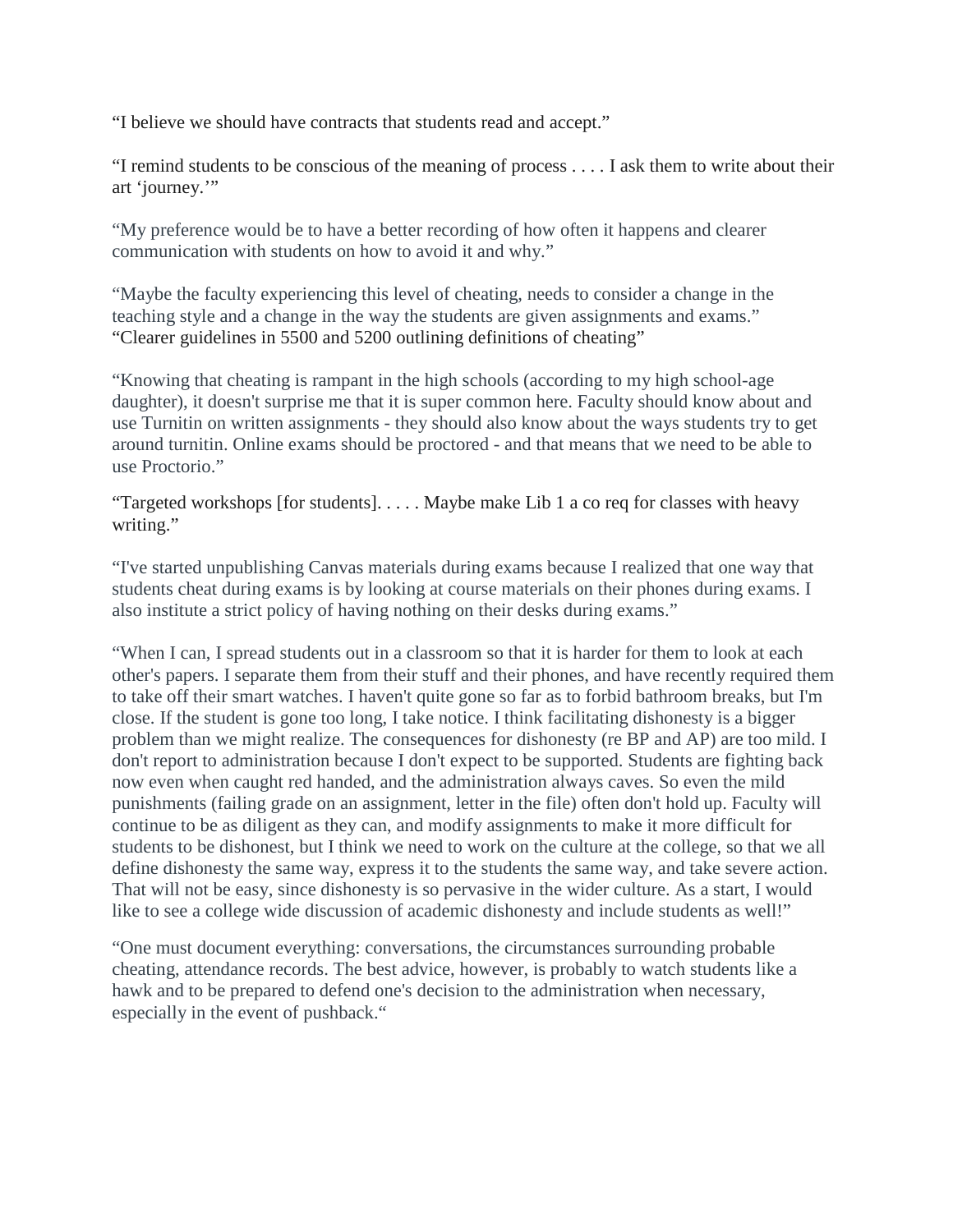"I believe we should have contracts that students read and accept."

"I remind students to be conscious of the meaning of process . . . . I ask them to write about their art 'journey.'"

"My preference would be to have a better recording of how often it happens and clearer communication with students on how to avoid it and why."

"Maybe the faculty experiencing this level of cheating, needs to consider a change in the teaching style and a change in the way the students are given assignments and exams."
"Clearer guidelines in 5500 and 5200 outlining definitions of cheating"

"Knowing that cheating is rampant in the high schools (according to my high school-age daughter), it doesn't surprise me that it is super common here. Faculty should know about and use Turnitin on written assignments - they should also know about the ways students try to get around turnitin. Online exams should be proctored - and that means that we need to be able to use Proctorio."

"Targeted workshops [for students]. . . . . Maybe make Lib 1 a co req for classes with heavy writing."

"I've started unpublishing Canvas materials during exams because I realized that one way that students cheat during exams is by looking at course materials on their phones during exams. I also institute a strict policy of having nothing on their desks during exams."

"When I can, I spread students out in a classroom so that it is harder for them to look at each other's papers. I separate them from their stuff and their phones, and have recently required them to take off their smart watches. I haven't quite gone so far as to forbid bathroom breaks, but I'm close. If the student is gone too long, I take notice. I think facilitating dishonesty is a bigger problem than we might realize. The consequences for dishonesty (re BP and AP) are too mild. I don't report to administration because I don't expect to be supported. Students are fighting back now even when caught red handed, and the administration always caves. So even the mild punishments (failing grade on an assignment, letter in the file) often don't hold up. Faculty will continue to be as diligent as they can, and modify assignments to make it more difficult for students to be dishonest, but I think we need to work on the culture at the college, so that we all define dishonesty the same way, express it to the students the same way, and take severe action. That will not be easy, since dishonesty is so pervasive in the wider culture. As a start, I would like to see a college wide discussion of academic dishonesty and include students as well!"

"One must document everything: conversations, the circumstances surrounding probable cheating, attendance records. The best advice, however, is probably to watch students like a hawk and to be prepared to defend one's decision to the administration when necessary, especially in the event of pushback."